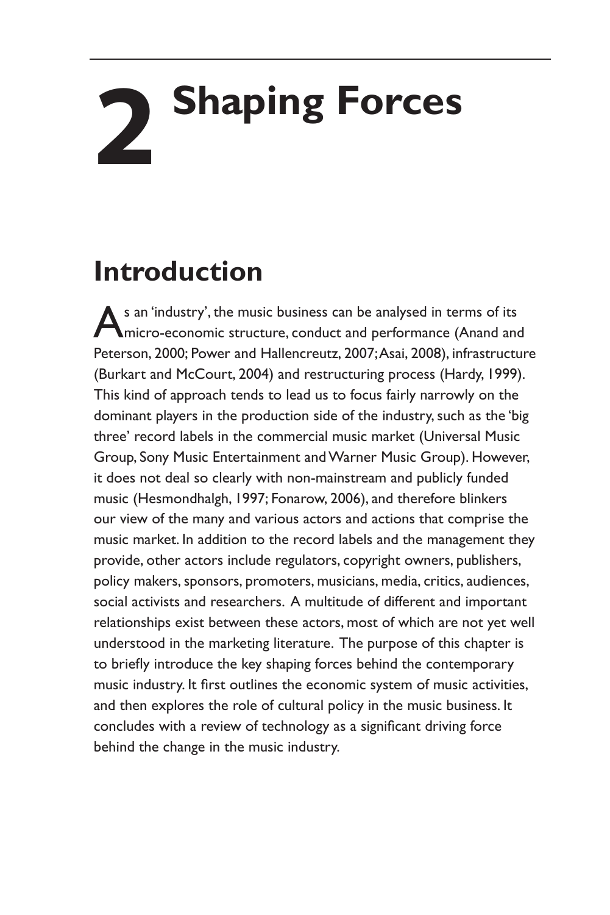# 2 Shaping Forces

## Introduction

As an 'industry', the music business can be analysed in terms of its micro-economic structure, conduct and performance (Anand and Peterson, 2000; Power and Hallencreutz, 2007; Asai, 2008), infrastructure (Burkart and McCourt, 2004) and restructuring process (Hardy, 1999). This kind of approach tends to lead us to focus fairly narrowly on the dominant players in the production side of the industry, such as the 'big three' record labels in the commercial music market (Universal Music Group, Sony Music Entertainment and Warner Music Group). However, it does not deal so clearly with non-mainstream and publicly funded music (Hesmondhalgh, 1997; Fonarow, 2006), and therefore blinkers our view of the many and various actors and actions that comprise the music market. In addition to the record labels and the management they provide, other actors include regulators, copyright owners, publishers, policy makers, sponsors, promoters, musicians, media, critics, audiences, social activists and researchers. A multitude of different and important relationships exist between these actors, most of which are not yet well understood in the marketing literature. The purpose of this chapter is to briefly introduce the key shaping forces behind the contemporary music industry. It first outlines the economic system of music activities, and then explores the role of cultural policy in the music business. It concludes with a review of technology as a significant driving force behind the change in the music industry.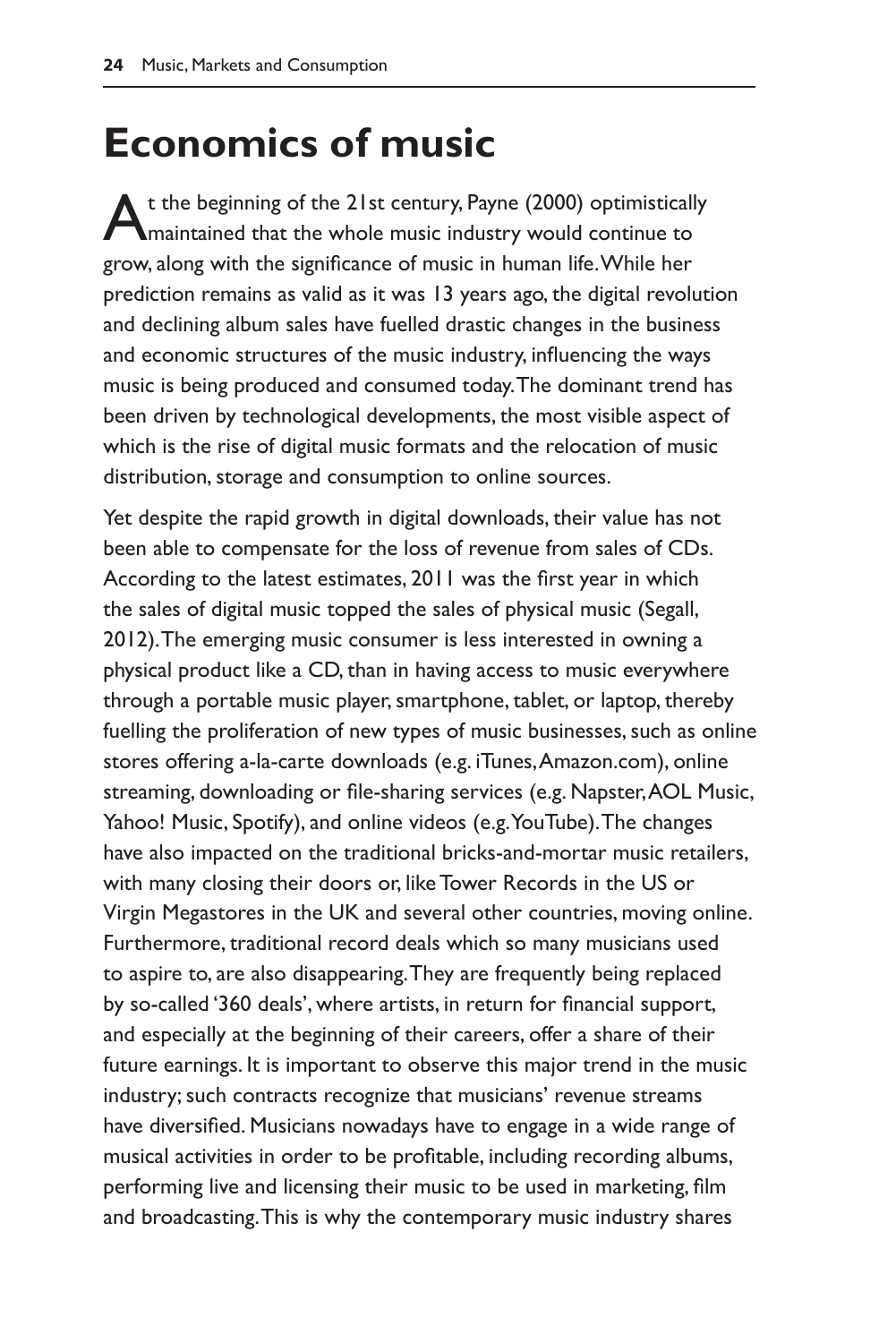# Economics of music

At the beginning of the 21st century, Payne (2000) optimistically maintained that the whole music industry would continue to grow, along with the significance of music in human life. While her prediction remains as valid as it was 13 years ago, the digital revolution and declining album sales have fuelled drastic changes in the business and economic structures of the music industry, influencing the ways music is being produced and consumed today. The dominant trend has been driven by technological developments, the most visible aspect of which is the rise of digital music formats and the relocation of music distribution, storage and consumption to online sources.

Yet despite the rapid growth in digital downloads, their value has not been able to compensate for the loss of revenue from sales of CDs. According to the latest estimates, 2011 was the first year in which the sales of digital music topped the sales of physical music (Segall, 2012). The emerging music consumer is less interested in owning a physical product like a CD, than in having access to music everywhere through a portable music player, smartphone, tablet, or laptop, thereby fuelling the proliferation of new types of music businesses, such as online stores offering a-la-carte downloads (e.g. iTunes, Amazon.com), online streaming, downloading or file-sharing services (e.g. Napster, AOL Music, Yahoo! Music, Spotify), and online videos (e.g. YouTube). The changes have also impacted on the traditional bricks-and-mortar music retailers, with many closing their doors or, like Tower Records in the US or Virgin Megastores in the UK and several other countries, moving online. Furthermore, traditional record deals which so many musicians used to aspire to, are also disappearing. They are frequently being replaced by so-called '360 deals', where artists, in return for financial support, and especially at the beginning of their careers, offer a share of their future earnings. It is important to observe this major trend in the music industry; such contracts recognize that musicians' revenue streams have diversified. Musicians nowadays have to engage in a wide range of musical activities in order to be profitable, including recording albums, performing live and licensing their music to be used in marketing, film and broadcasting. This is why the contemporary music industry shares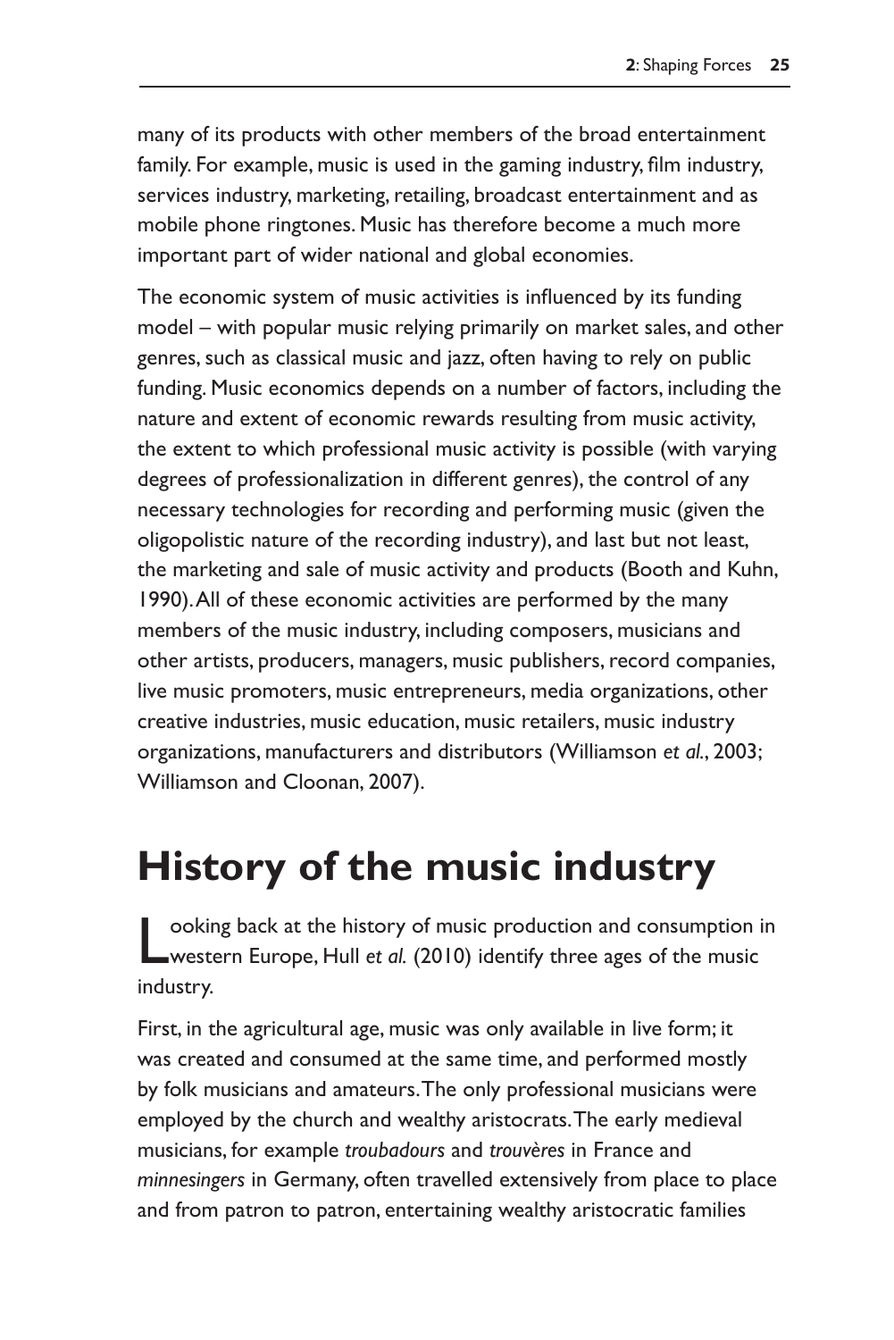many of its products with other members of the broad entertainment family. For example, music is used in the gaming industry, film industry, services industry, marketing, retailing, broadcast entertainment and as mobile phone ringtones. Music has therefore become a much more important part of wider national and global economies.

The economic system of music activities is influenced by its funding model – with popular music relying primarily on market sales, and other genres, such as classical music and jazz, often having to rely on public funding. Music economics depends on a number of factors, including the nature and extent of economic rewards resulting from music activity, the extent to which professional music activity is possible (with varying degrees of professionalization in different genres), the control of any necessary technologies for recording and performing music (given the oligopolistic nature of the recording industry), and last but not least, the marketing and sale of music activity and products (Booth and Kuhn, 1990). All of these economic activities are performed by the many members of the music industry, including composers, musicians and other artists, producers, managers, music publishers, record companies, live music promoters, music entrepreneurs, media organizations, other creative industries, music education, music retailers, music industry organizations, manufacturers and distributors (Williamson *et al.*, 2003; Williamson and Cloonan, 2007).

# History of the music industry

Looking back at the history of music production and consumption in western Europe, Hull *et al.* (2010) identify three ages of the music industry.

First, in the agricultural age, music was only available in live form; it was created and consumed at the same time, and performed mostly by folk musicians and amateurs. The only professional musicians were employed by the church and wealthy aristocrats. The early medieval musicians, for example *troubadours* and *trouvères* in France and *minnesingers* in Germany, often travelled extensively from place to place and from patron to patron, entertaining wealthy aristocratic families